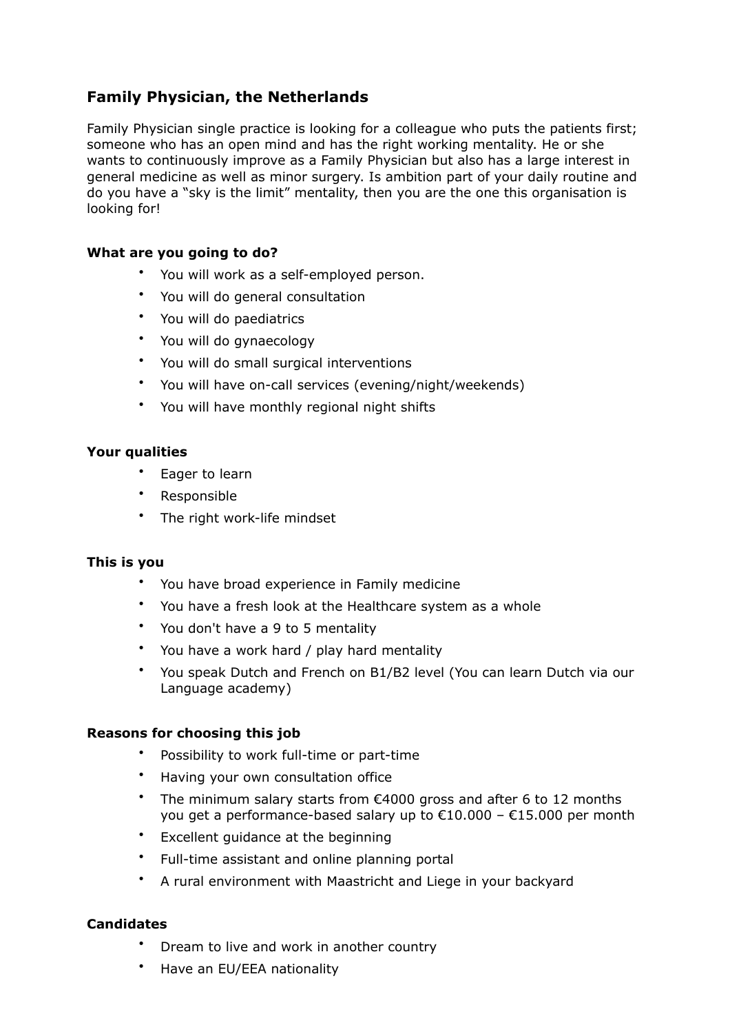## Family Physician, the Netherlands

Family Physician single practice is looking for a colleague who puts the patients first; someone who has an open mind and has the right working mentality. He or she wants to continuously improve as a Family Physician but also has a large interest in general medicine as well as minor surgery. Is ambition part of your daily routine and do you have a "sky is the limit" mentality, then you are the one this organisation is looking for!

### What are you going to do?

- You will work as a self-employed person.
- You will do general consultation
- You will do paediatrics
- You will do gynaecology
- You will do small surgical interventions
- You will have on-call services (evening/night/weekends)
- You will have monthly regional night shifts

### Your qualities

- Eager to learn
- Responsible
- The right work-life mindset

### This is you

- You have broad experience in Family medicine
- You have a fresh look at the Healthcare system as a whole
- You don't have a 9 to 5 mentality
- You have a work hard / play hard mentality
- You speak Dutch and French on B1/B2 level (You can learn Dutch via our Language academy)

### Reasons for choosing this job

- Possibility to work full-time or part-time
- Having your own consultation office
- The minimum salary starts from €4000 gross and after 6 to 12 months you get a performance-based salary up to €10.000 – €15.000 per month
- Excellent guidance at the beginning
- Full-time assistant and online planning portal
- A rural environment with Maastricht and Liege in your backyard

### Candidates

- Dream to live and work in another country
- Have an EU/EEA nationality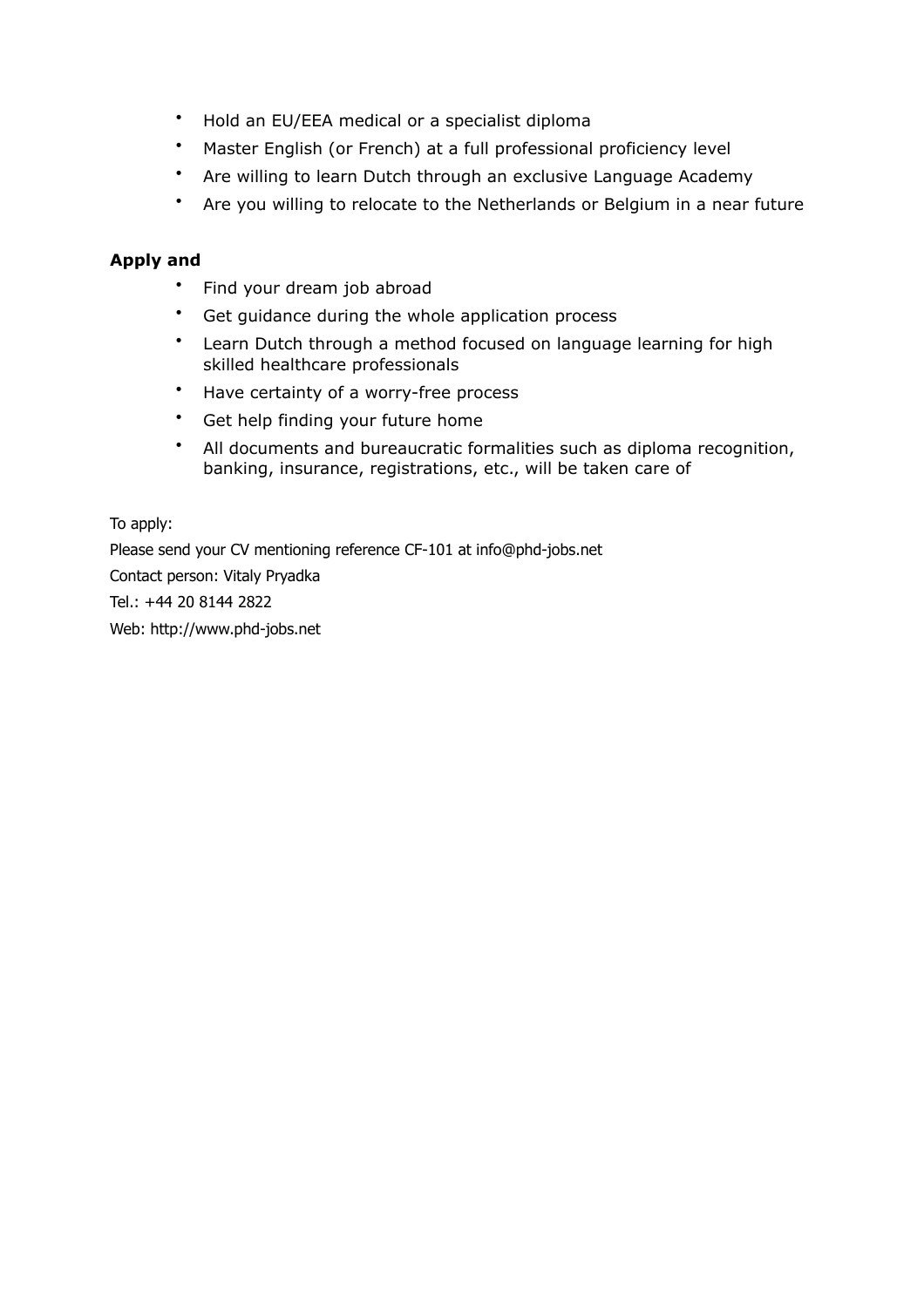- Hold an EU/EEA medical or a specialist diploma
- Master English (or French) at a full professional proficiency level
- Are willing to learn Dutch through an exclusive Language Academy
- Are you willing to relocate to the Netherlands or Belgium in a near future

**Apply and**

- Find your dream job abroad
- Get guidance during the whole application process
- Learn Dutch through a method focused on language learning for high skilled healthcare professionals
- Have certainty of a worry-free process
- Get help finding your future home
- All documents and bureaucratic formalities such as diploma recognition, banking, insurance, registrations, etc., will be taken care of

To apply:

Please send your CV mentioning reference CF-101 at info@phd-jobs.net

Contact person: Vitaly Pryadka

Tel.: +44 20 8144 2822

Web: http://www.phd-jobs.net